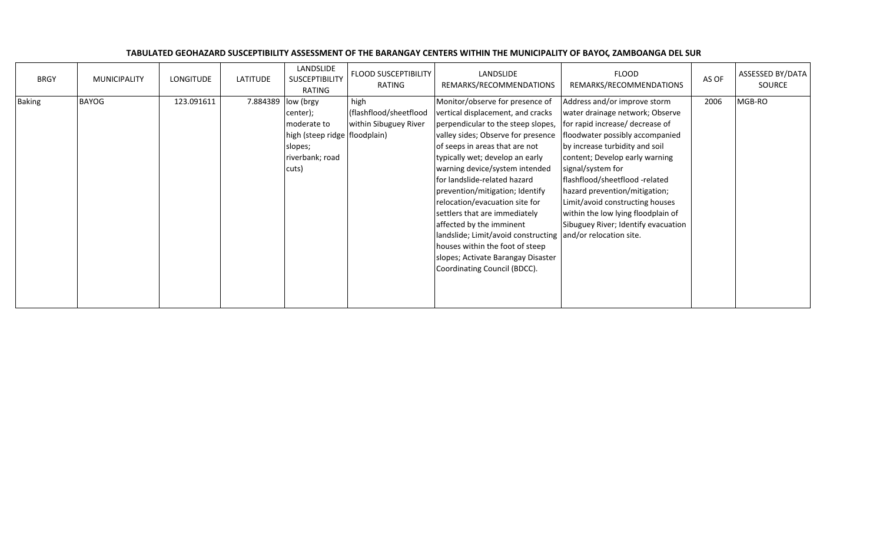**TABULATED GEOHAZARD SUSCEPTIBILITY ASSESSMENT OF THE BARANGAY CENTERS WITHIN THE MUNICIPALITY OF BAYOG, ZAMBOANGA DEL SUR**

| BRGY | MUNICIPALITY | LONGITUDE | LATITUDE | LANDSLIDE SUSCEPTIBILITY RATING | FLOOD SUSCEPTIBILITY RATING | LANDSLIDE REMARKS/RECOMMENDATIONS | FLOOD REMARKS/RECOMMENDATIONS | AS OF | ASSESSED BY/DATA SOURCE |
|---|---|---|---|---|---|---|---|---|---|
| Baking | BAYOG | 123.091611 | 7.884389 | low (brgy center); moderate to high (steep ridge slopes; riverbank; road cuts) | high (flashflood/sheetflood within Sibuguey River floodplain) | Monitor/observe for presence of vertical displacement, and cracks perpendicular to the steep slopes, valley sides; Observe for presence of seeps in areas that are not typically wet; develop an early warning device/system intended for landslide-related hazard prevention/mitigation; Identify relocation/evacuation site for settlers that are immediately affected by the imminent landslide; Limit/avoid constructing houses within the foot of steep slopes; Activate Barangay Disaster Coordinating Council (BDCC). | Address and/or improve storm water drainage network; Observe for rapid increase/ decrease of floodwater possibly accompanied by increase turbidity and soil content; Develop early warning signal/system for flashflood/sheetflood -related hazard prevention/mitigation; Limit/avoid constructing houses within the low lying floodplain of Sibuguey River; Identify evacuation and/or relocation site. | 2006 | MGB-RO |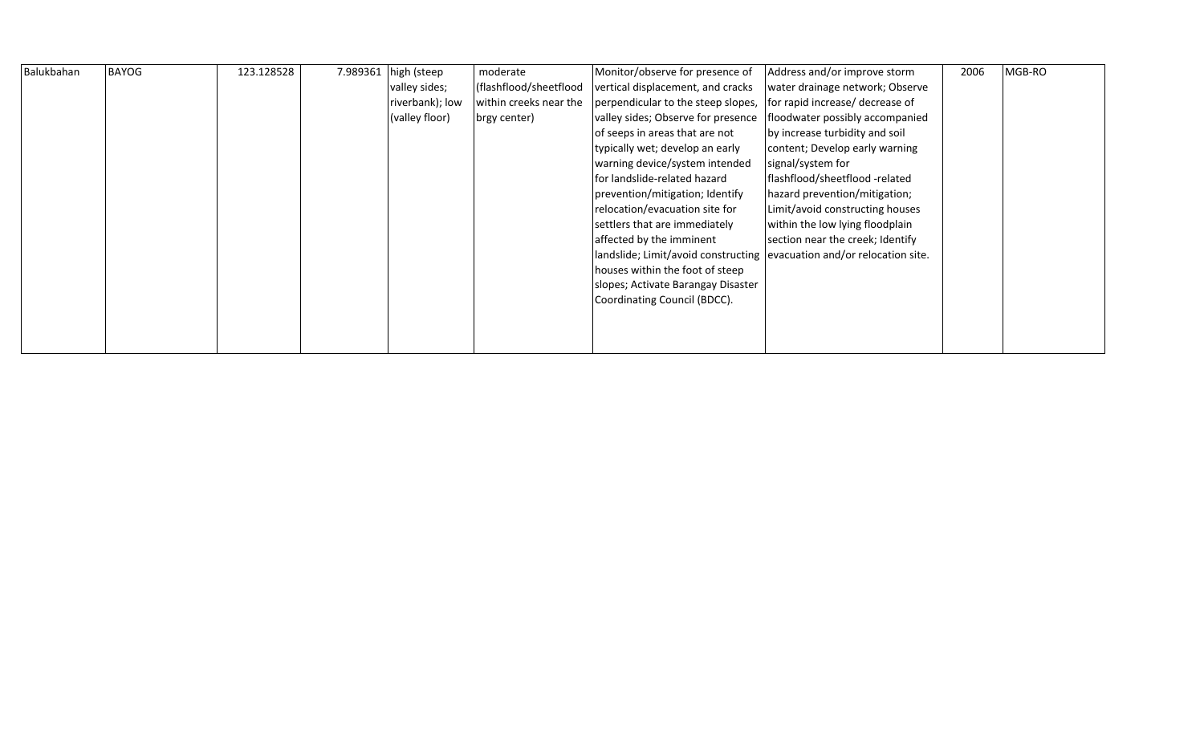| | | | | | | | | | |
|---|---|---|---|---|---|---|---|---|---|
| Balukbahan | BAYOG | 123.128528 | 7.989361 | high (steep valley sides; riverbank); low (valley floor) | moderate (flashflood/sheetflood within creeks near the brgy center) | Monitor/observe for presence of vertical displacement, and cracks perpendicular to the steep slopes, valley sides; Observe for presence of seeps in areas that are not typically wet; develop an early warning device/system intended for landslide-related hazard prevention/mitigation; Identify relocation/evacuation site for settlers that are immediately affected by the imminent landslide; Limit/avoid constructing houses within the foot of steep slopes; Activate Barangay Disaster Coordinating Council (BDCC). | Address and/or improve storm water drainage network; Observe for rapid increase/ decrease of floodwater possibly accompanied by increase turbidity and soil content; Develop early warning signal/system for flashflood/sheetflood -related hazard prevention/mitigation; Limit/avoid constructing houses within the low lying floodplain section near the creek; Identify evacuation and/or relocation site. | 2006 | MGB-RO |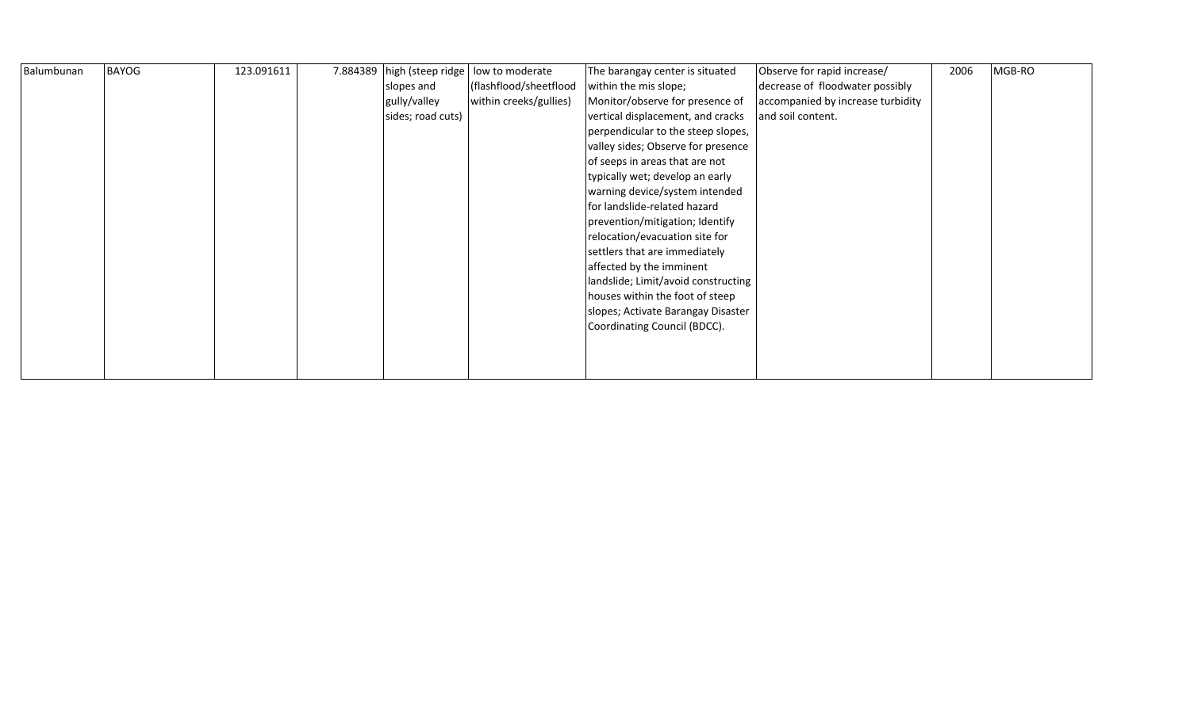| Balumbunan | BAYOG | 123.091611 | 7.884389 | high (steep ridge slopes and gully/valley sides; road cuts) | low to moderate (flashflood/sheetflood within creeks/gullies) | The barangay center is situated within the mis slope; Monitor/observe for presence of vertical displacement, and cracks perpendicular to the steep slopes, valley sides; Observe for presence of seeps in areas that are not typically wet; develop an early warning device/system intended for landslide-related hazard prevention/mitigation; Identify relocation/evacuation site for settlers that are immediately affected by the imminent landslide; Limit/avoid constructing houses within the foot of steep slopes; Activate Barangay Disaster Coordinating Council (BDCC). | Observe for rapid increase/ decrease of floodwater possibly accompanied by increase turbidity and soil content. | 2006 | MGB-RO |
|---|---|---|---|---|---|---|---|---|---|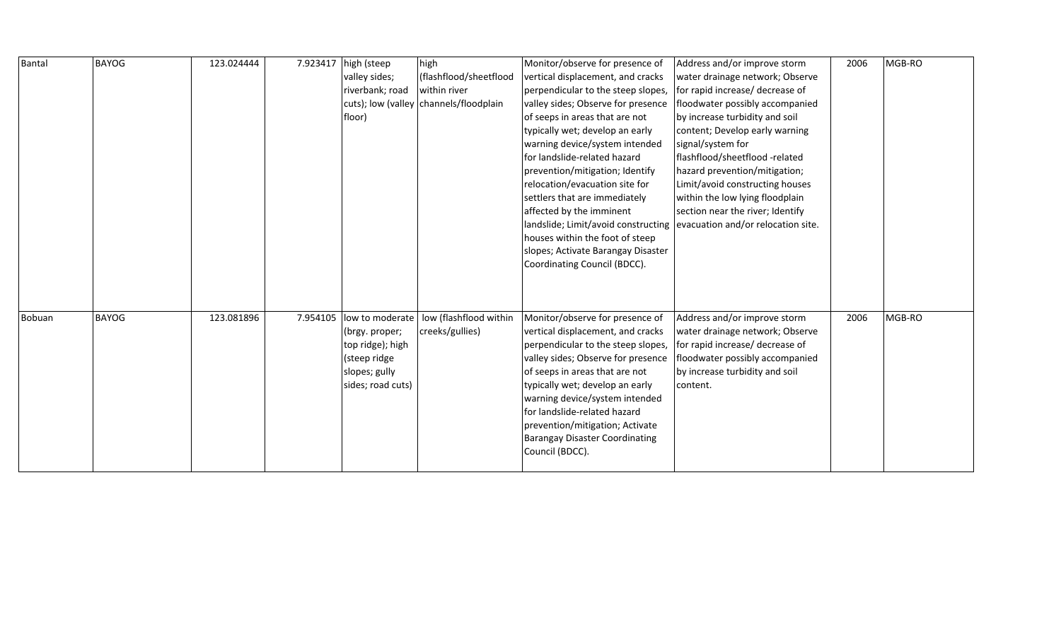| Bantal | BAYOG | 123.024444 | 7.923417 | high (steep valley sides; riverbank; road cuts); low (valley floor) | high (flashflood/sheetflood within river channels/floodplain | Monitor/observe for presence of vertical displacement, and cracks perpendicular to the steep slopes, valley sides; Observe for presence of seeps in areas that are not typically wet; develop an early warning device/system intended for landslide-related hazard prevention/mitigation; Identify relocation/evacuation site for settlers that are immediately affected by the imminent landslide; Limit/avoid constructing houses within the foot of steep slopes; Activate Barangay Disaster Coordinating Council (BDCC). | Address and/or improve storm water drainage network; Observe for rapid increase/ decrease of floodwater possibly accompanied by increase turbidity and soil content; Develop early warning signal/system for flashflood/sheetflood -related hazard prevention/mitigation; Limit/avoid constructing houses within the low lying floodplain section near the river; Identify evacuation and/or relocation site. | 2006 | MGB-RO |
|---|---|---|---|---|---|---|---|---|---|
| Bobuan | BAYOG | 123.081896 | 7.954105 | low to moderate (brgy. proper; top ridge); high (steep ridge slopes; gully sides; road cuts) | low (flashflood within creeks/gullies) | Monitor/observe for presence of vertical displacement, and cracks perpendicular to the steep slopes, valley sides; Observe for presence of seeps in areas that are not typically wet; develop an early warning device/system intended for landslide-related hazard prevention/mitigation; Activate Barangay Disaster Coordinating Council (BDCC). | Address and/or improve storm water drainage network; Observe for rapid increase/ decrease of floodwater possibly accompanied by increase turbidity and soil content. | 2006 | MGB-RO |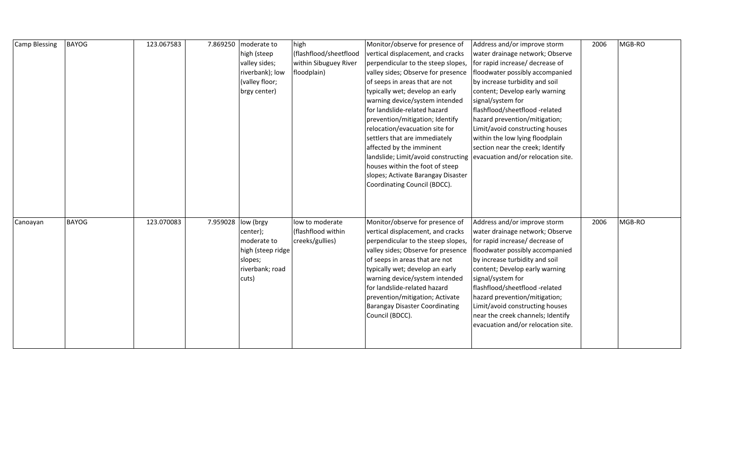| Camp Blessing | BAYOG | 123.067583 | 7.869250 | moderate to high (steep valley sides; riverbank); low (valley floor; brgy center) | high (flashflood/sheetflood within Sibuguey River floodplain) | Monitor/observe for presence of vertical displacement, and cracks perpendicular to the steep slopes, valley sides; Observe for presence of seeps in areas that are not typically wet; develop an early warning device/system intended for landslide-related hazard prevention/mitigation; Identify relocation/evacuation site for settlers that are immediately affected by the imminent landslide; Limit/avoid constructing houses within the foot of steep slopes; Activate Barangay Disaster Coordinating Council (BDCC). | Address and/or improve storm water drainage network; Observe for rapid increase/ decrease of floodwater possibly accompanied by increase turbidity and soil content; Develop early warning signal/system for flashflood/sheetflood -related hazard prevention/mitigation; Limit/avoid constructing houses within the low lying floodplain section near the creek; Identify evacuation and/or relocation site. | 2006 | MGB-RO |
|---|---|---|---|---|---|---|---|---|---|
| Canoayan | BAYOG | 123.070083 | 7.959028 | low (brgy center); moderate to high (steep ridge slopes; riverbank; road cuts) | low to moderate (flashflood within creeks/gullies) | Monitor/observe for presence of vertical displacement, and cracks perpendicular to the steep slopes, valley sides; Observe for presence of seeps in areas that are not typically wet; develop an early warning device/system intended for landslide-related hazard prevention/mitigation; Activate Barangay Disaster Coordinating Council (BDCC). | Address and/or improve storm water drainage network; Observe for rapid increase/ decrease of floodwater possibly accompanied by increase turbidity and soil content; Develop early warning signal/system for flashflood/sheetflood -related hazard prevention/mitigation; Limit/avoid constructing houses near the creek channels; Identify evacuation and/or relocation site. | 2006 | MGB-RO |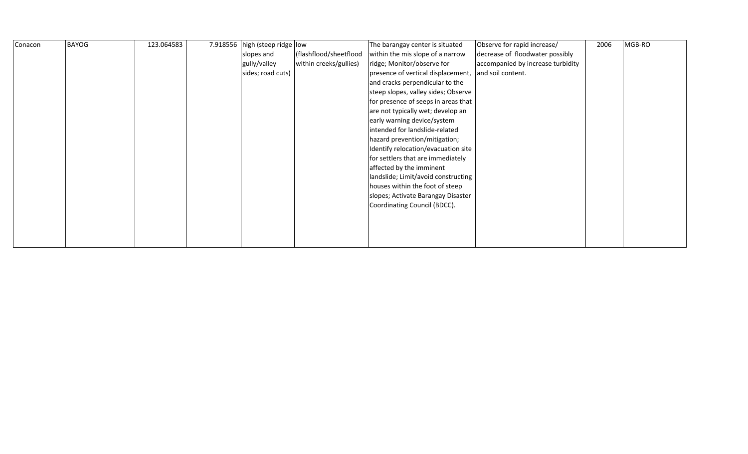| Conacon | BAYOG | 123.064583 | 7.918556 | high (steep ridge slopes and gully/valley sides; road cuts) | low (flashflood/sheetflood within creeks/gullies) | The barangay center is situated within the mis slope of a narrow ridge; Monitor/observe for presence of vertical displacement, and cracks perpendicular to the steep slopes, valley sides; Observe for presence of seeps in areas that are not typically wet; develop an early warning device/system intended for landslide-related hazard prevention/mitigation; Identify relocation/evacuation site for settlers that are immediately affected by the imminent landslide; Limit/avoid constructing houses within the foot of steep slopes; Activate Barangay Disaster Coordinating Council (BDCC). | Observe for rapid increase/ decrease of floodwater possibly accompanied by increase turbidity and soil content. | 2006 | MGB-RO |
|---|---|---|---|---|---|---|---|---|---|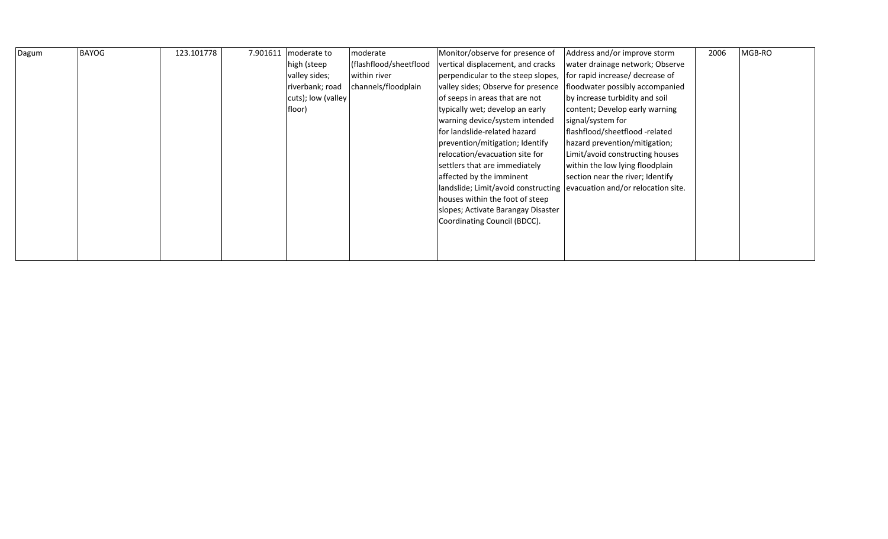| Dagum | BAYOG | 123.101778 | 7.901611 | moderate to high (steep valley sides; riverbank; road cuts); low (valley floor) | moderate (flashflood/sheetflood within river channels/floodplain | Monitor/observe for presence of vertical displacement, and cracks perpendicular to the steep slopes, valley sides; Observe for presence of seeps in areas that are not typically wet; develop an early warning device/system intended for landslide-related hazard prevention/mitigation; Identify relocation/evacuation site for settlers that are immediately affected by the imminent landslide; Limit/avoid constructing houses within the foot of steep slopes; Activate Barangay Disaster Coordinating Council (BDCC). | Address and/or improve storm water drainage network; Observe for rapid increase/ decrease of floodwater possibly accompanied by increase turbidity and soil content; Develop early warning signal/system for flashflood/sheetflood -related hazard prevention/mitigation; Limit/avoid constructing houses within the low lying floodplain section near the river; Identify evacuation and/or relocation site. | 2006 | MGB-RO |
|---|---|---|---|---|---|---|---|---|---|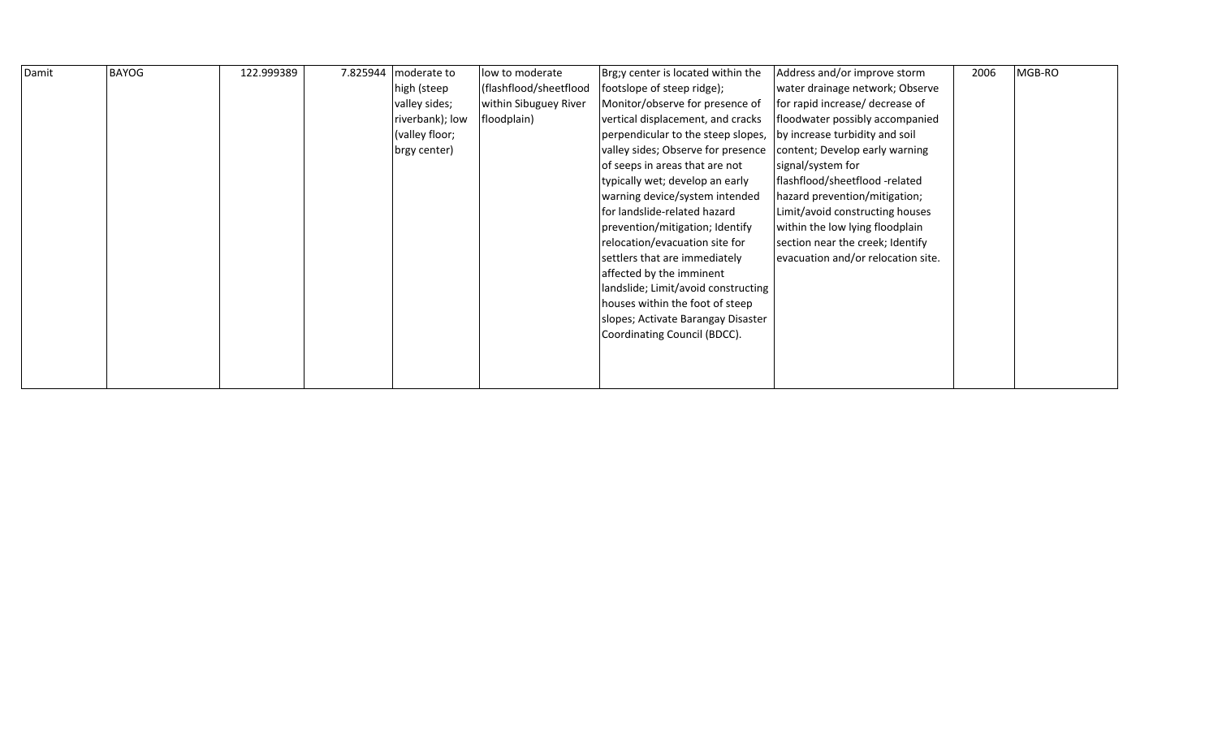| Damit | BAYOG | 122.999389 | 7.825944 | moderate to high (steep valley sides; riverbank); low (valley floor; brgy center) | low to moderate (flashflood/sheetflood within Sibuguey River floodplain) | Brg;y center is located within the footslope of steep ridge); Monitor/observe for presence of vertical displacement, and cracks perpendicular to the steep slopes, valley sides; Observe for presence of seeps in areas that are not typically wet; develop an early warning device/system intended for landslide-related hazard prevention/mitigation; Identify relocation/evacuation site for settlers that are immediately affected by the imminent landslide; Limit/avoid constructing houses within the foot of steep slopes; Activate Barangay Disaster Coordinating Council (BDCC). | Address and/or improve storm water drainage network; Observe for rapid increase/ decrease of floodwater possibly accompanied by increase turbidity and soil content; Develop early warning signal/system for flashflood/sheetflood -related hazard prevention/mitigation; Limit/avoid constructing houses within the low lying floodplain section near the creek; Identify evacuation and/or relocation site. | 2006 | MGB-RO |
|---|---|---|---|---|---|---|---|---|---|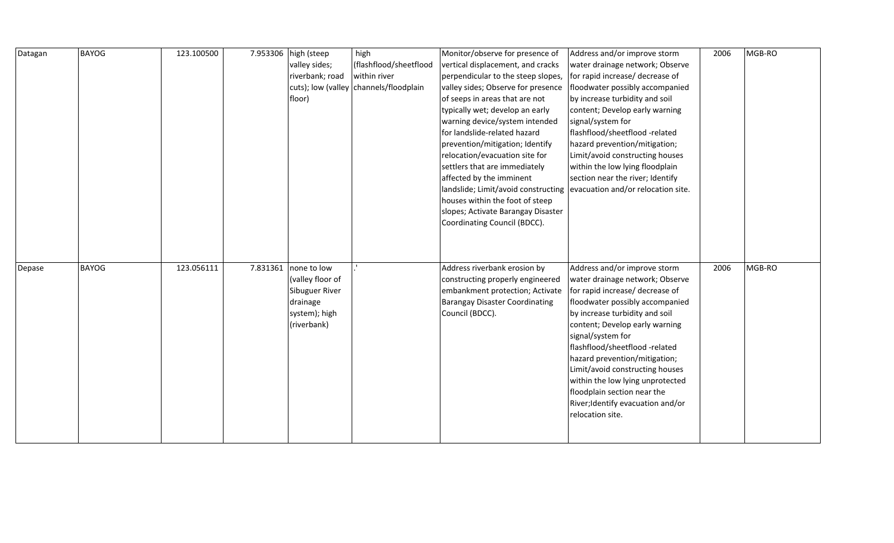| Datagan | BAYOG | 123.100500 | 7.953306 | high (steep valley sides; riverbank; road cuts); low (valley floor) | high (flashflood/sheetflood within river channels/floodplain | Monitor/observe for presence of vertical displacement, and cracks perpendicular to the steep slopes, valley sides; Observe for presence of seeps in areas that are not typically wet; develop an early warning device/system intended for landslide-related hazard prevention/mitigation; Identify relocation/evacuation site for settlers that are immediately affected by the imminent landslide; Limit/avoid constructing houses within the foot of steep slopes; Activate Barangay Disaster Coordinating Council (BDCC). | Address and/or improve storm water drainage network; Observe for rapid increase/ decrease of floodwater possibly accompanied by increase turbidity and soil content; Develop early warning signal/system for flashflood/sheetflood -related hazard prevention/mitigation; Limit/avoid constructing houses within the low lying floodplain section near the river; Identify evacuation and/or relocation site. | 2006 | MGB-RO |
|---|---|---|---|---|---|---|---|---|---|
| Depase | BAYOG | 123.056111 | 7.831361 | none to low (valley floor of Sibuguer River drainage system); high (riverbank) | .' | Address riverbank erosion by constructing properly engineered embankment protection; Activate Barangay Disaster Coordinating Council (BDCC). | Address and/or improve storm water drainage network; Observe for rapid increase/ decrease of floodwater possibly accompanied by increase turbidity and soil content; Develop early warning signal/system for flashflood/sheetflood -related hazard prevention/mitigation; Limit/avoid constructing houses within the low lying unprotected floodplain section near the River;Identify evacuation and/or relocation site. | 2006 | MGB-RO |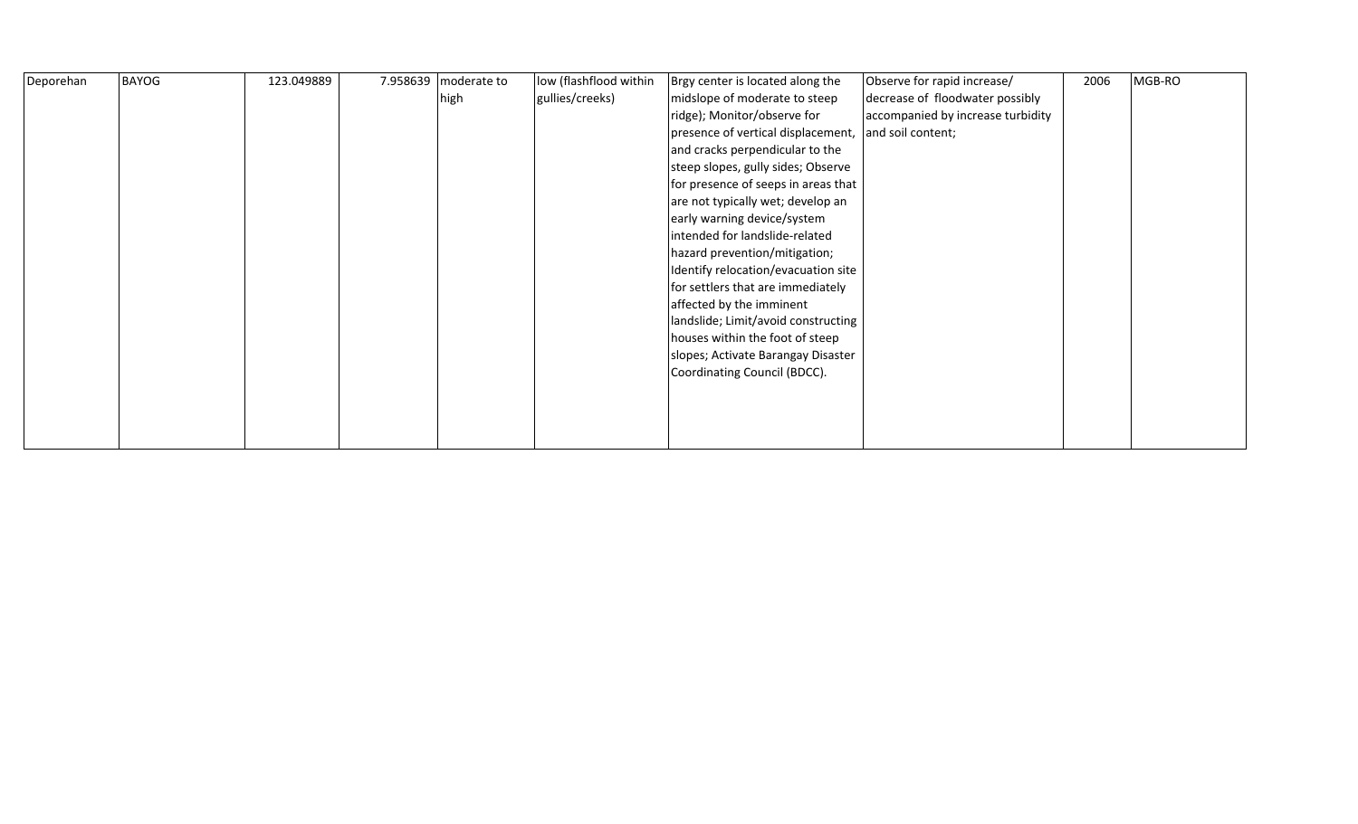| Deporehan | BAYOG | 123.049889 | 7.958639 | moderate to high | low (flashflood within gullies/creeks) | Brgy center is located along the midslope of moderate to steep ridge); Monitor/observe for presence of vertical displacement, and cracks perpendicular to the steep slopes, gully sides; Observe for presence of seeps in areas that are not typically wet; develop an early warning device/system intended for landslide-related hazard prevention/mitigation; Identify relocation/evacuation site for settlers that are immediately affected by the imminent landslide; Limit/avoid constructing houses within the foot of steep slopes; Activate Barangay Disaster Coordinating Council (BDCC). | Observe for rapid increase/ decrease of floodwater possibly accompanied by increase turbidity and soil content; | 2006 | MGB-RO |
|---|---|---|---|---|---|---|---|---|---|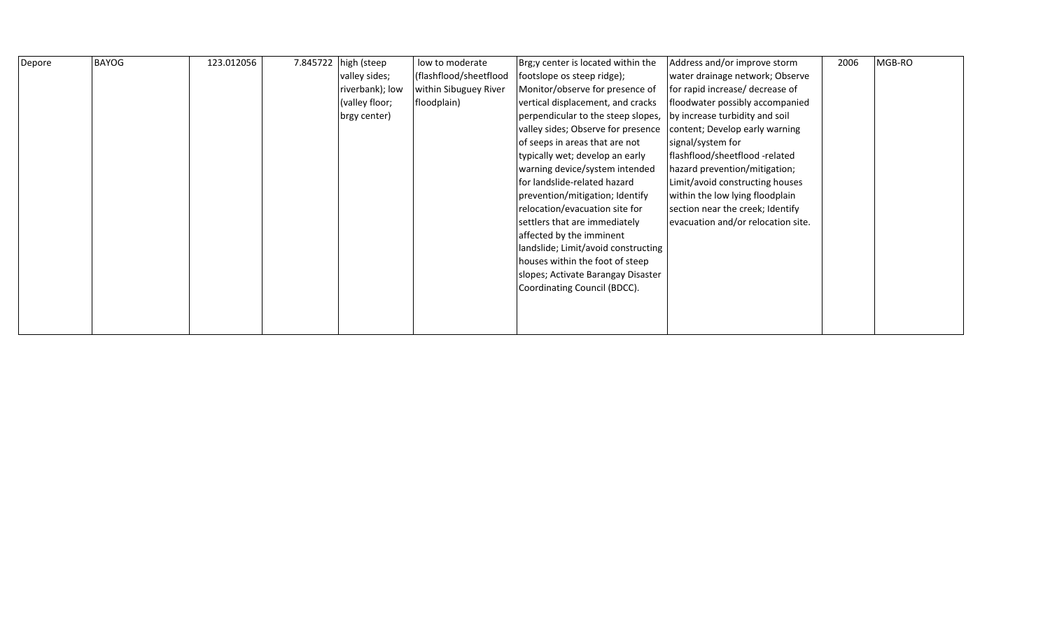| Depore | BAYOG | 123.012056 | 7.845722 | high (steep valley sides; riverbank); low (valley floor; brgy center) | low to moderate (flashflood/sheetflood within Sibuguey River floodplain) | Brg;y center is located within the footslope os steep ridge); Monitor/observe for presence of vertical displacement, and cracks perpendicular to the steep slopes, valley sides; Observe for presence of seeps in areas that are not typically wet; develop an early warning device/system intended for landslide-related hazard prevention/mitigation; Identify relocation/evacuation site for settlers that are immediately affected by the imminent landslide; Limit/avoid constructing houses within the foot of steep slopes; Activate Barangay Disaster Coordinating Council (BDCC). | Address and/or improve storm water drainage network; Observe for rapid increase/ decrease of floodwater possibly accompanied by increase turbidity and soil content; Develop early warning signal/system for flashflood/sheetflood -related hazard prevention/mitigation; Limit/avoid constructing houses within the low lying floodplain section near the creek; Identify evacuation and/or relocation site. | 2006 | MGB-RO |
|---|---|---|---|---|---|---|---|---|---|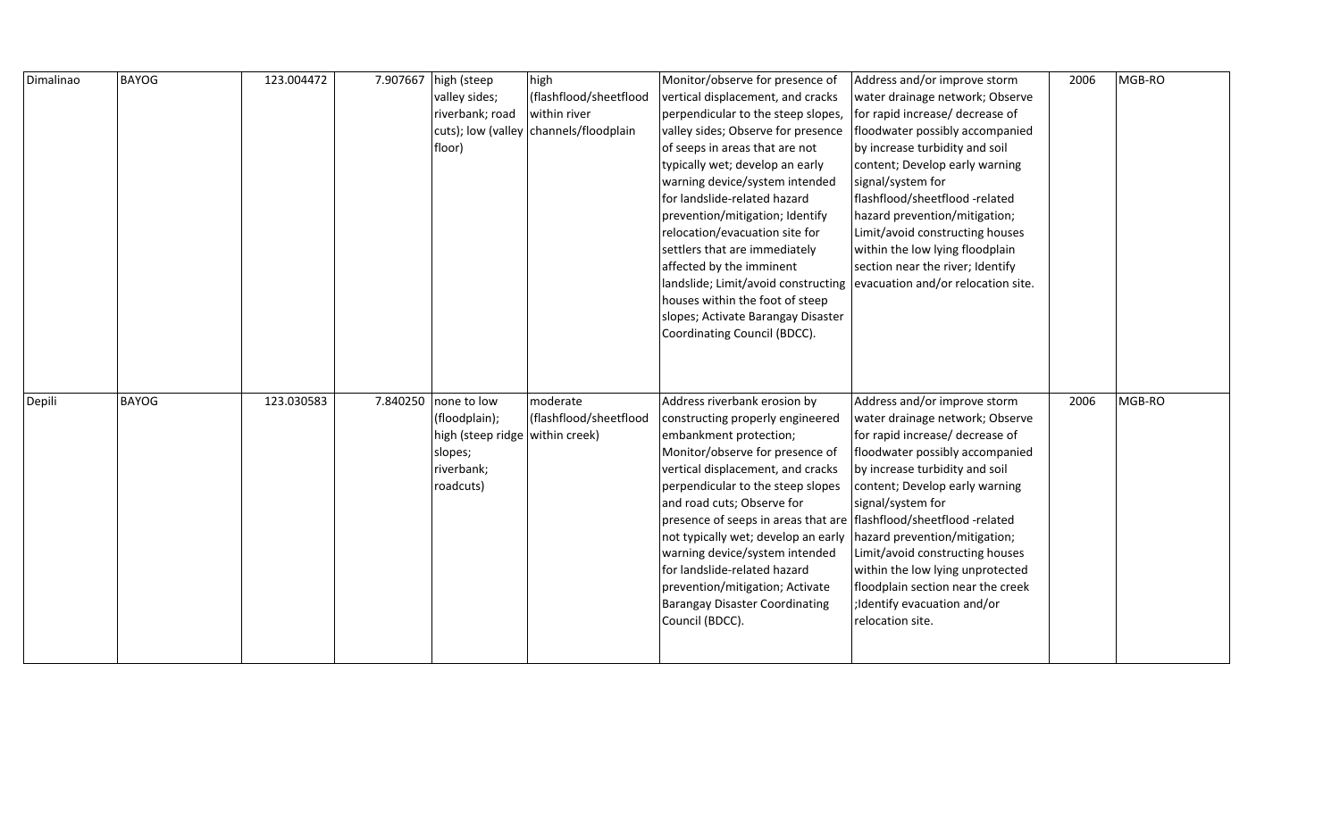| | | | | | | | | | |
|---|---|---|---|---|---|---|---|---|---|
| Dimalinao | BAYOG | 123.004472 | 7.907667 | high (steep valley sides; riverbank; road cuts); low (valley floor) | high (flashflood/sheetflood within river channels/floodplain | Monitor/observe for presence of vertical displacement, and cracks perpendicular to the steep slopes, valley sides; Observe for presence of seeps in areas that are not typically wet; develop an early warning device/system intended for landslide-related hazard prevention/mitigation; Identify relocation/evacuation site for settlers that are immediately affected by the imminent landslide; Limit/avoid constructing houses within the foot of steep slopes; Activate Barangay Disaster Coordinating Council (BDCC). | Address and/or improve storm water drainage network; Observe for rapid increase/ decrease of floodwater possibly accompanied by increase turbidity and soil content; Develop early warning signal/system for flashflood/sheetflood -related hazard prevention/mitigation; Limit/avoid constructing houses within the low lying floodplain section near the river; Identify evacuation and/or relocation site. | 2006 | MGB-RO |
| Depili | BAYOG | 123.030583 | 7.840250 | none to low (floodplain); high (steep ridge slopes; riverbank; roadcuts) | moderate (flashflood/sheetflood within creek) | Address riverbank erosion by constructing properly engineered embankment protection; Monitor/observe for presence of vertical displacement, and cracks perpendicular to the steep slopes and road cuts; Observe for presence of seeps in areas that are not typically wet; develop an early warning device/system intended for landslide-related hazard prevention/mitigation; Activate Barangay Disaster Coordinating Council (BDCC). | Address and/or improve storm water drainage network; Observe for rapid increase/ decrease of floodwater possibly accompanied by increase turbidity and soil content; Develop early warning signal/system for flashflood/sheetflood -related hazard prevention/mitigation; Limit/avoid constructing houses within the low lying unprotected floodplain section near the creek ;Identify evacuation and/or relocation site. | 2006 | MGB-RO |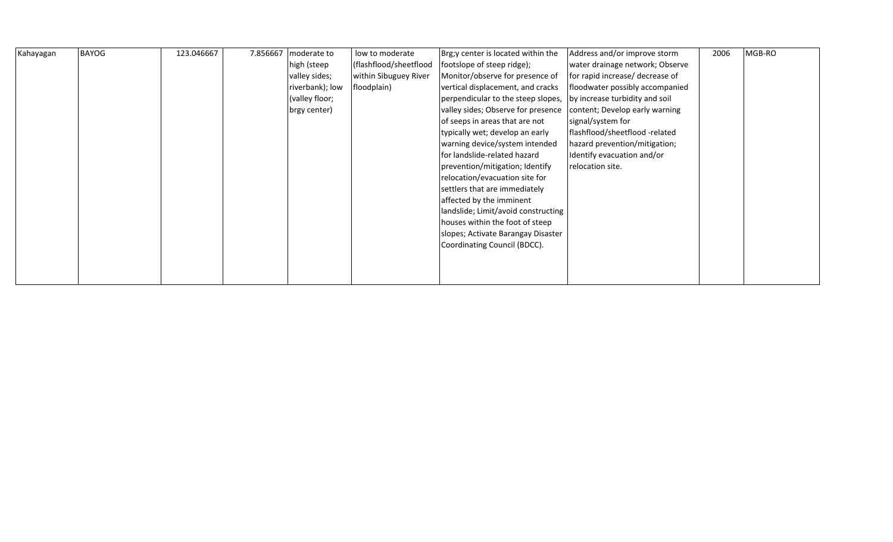| Kahayagan | BAYOG | 123.046667 | 7.856667 | moderate to high (steep valley sides; riverbank); low (valley floor; brgy center) | low to moderate (flashflood/sheetflood within Sibuguey River floodplain) | Brg;y center is located within the footslope of steep ridge); Monitor/observe for presence of vertical displacement, and cracks perpendicular to the steep slopes, valley sides; Observe for presence of seeps in areas that are not typically wet; develop an early warning device/system intended for landslide-related hazard prevention/mitigation; Identify relocation/evacuation site for settlers that are immediately affected by the imminent landslide; Limit/avoid constructing houses within the foot of steep slopes; Activate Barangay Disaster Coordinating Council (BDCC). | Address and/or improve storm water drainage network; Observe for rapid increase/ decrease of floodwater possibly accompanied by increase turbidity and soil content; Develop early warning signal/system for flashflood/sheetflood -related hazard prevention/mitigation; Identify evacuation and/or relocation site. | 2006 | MGB-RO |
|---|---|---|---|---|---|---|---|---|---|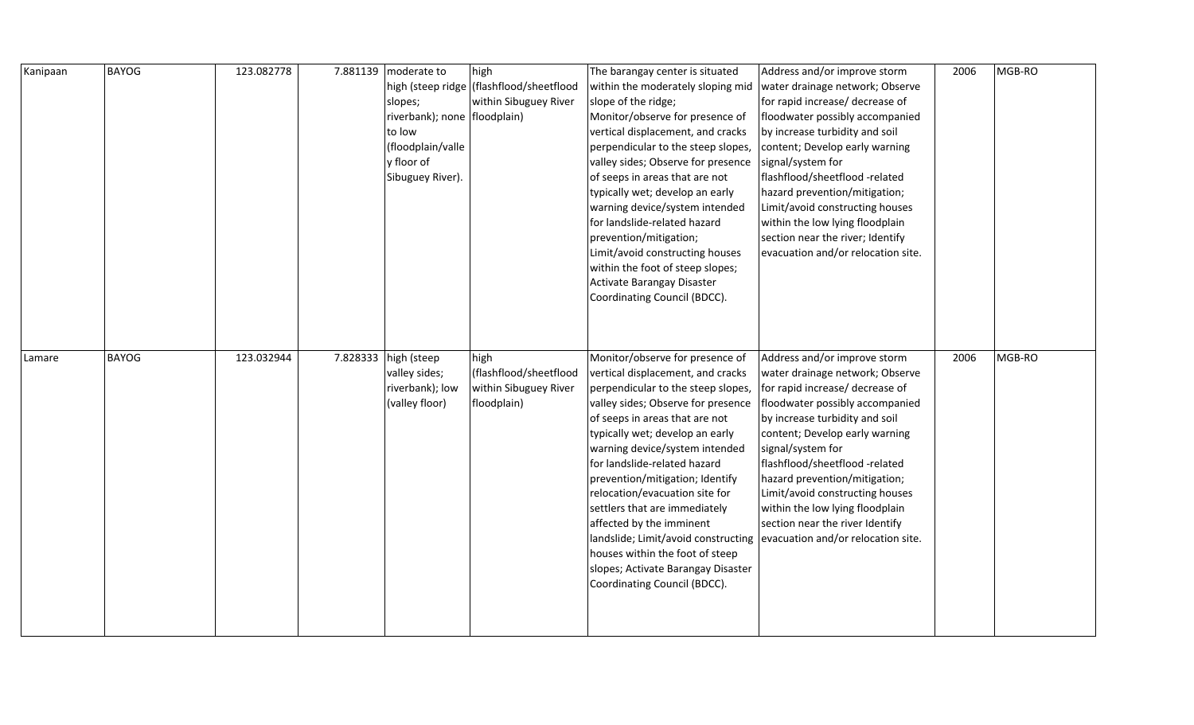| | | | | | | | | | |
|---|---|---|---|---|---|---|---|---|---|
| Kanipaan | BAYOG | 123.082778 | 7.881139 | moderate to high (steep ridge slopes; riverbank); none to low (floodplain/valley floor of Sibuguey River). | high (flashflood/sheetflood within Sibuguey River floodplain) | The barangay center is situated within the moderately sloping mid slope of the ridge; Monitor/observe for presence of vertical displacement, and cracks perpendicular to the steep slopes, valley sides; Observe for presence of seeps in areas that are not typically wet; develop an early warning device/system intended for landslide-related hazard prevention/mitigation; Limit/avoid constructing houses within the foot of steep slopes; Activate Barangay Disaster Coordinating Council (BDCC). | Address and/or improve storm water drainage network; Observe for rapid increase/ decrease of floodwater possibly accompanied by increase turbidity and soil content; Develop early warning signal/system for flashflood/sheetflood -related hazard prevention/mitigation; Limit/avoid constructing houses within the low lying floodplain section near the river; Identify evacuation and/or relocation site. | 2006 | MGB-RO |
| Lamare | BAYOG | 123.032944 | 7.828333 | high (steep valley sides; riverbank); low (valley floor) | high (flashflood/sheetflood within Sibuguey River floodplain) | Monitor/observe for presence of vertical displacement, and cracks perpendicular to the steep slopes, valley sides; Observe for presence of seeps in areas that are not typically wet; develop an early warning device/system intended for landslide-related hazard prevention/mitigation; Identify relocation/evacuation site for settlers that are immediately affected by the imminent landslide; Limit/avoid constructing houses within the foot of steep slopes; Activate Barangay Disaster Coordinating Council (BDCC). | Address and/or improve storm water drainage network; Observe for rapid increase/ decrease of floodwater possibly accompanied by increase turbidity and soil content; Develop early warning signal/system for flashflood/sheetflood -related hazard prevention/mitigation; Limit/avoid constructing houses within the low lying floodplain section near the river Identify evacuation and/or relocation site. | 2006 | MGB-RO |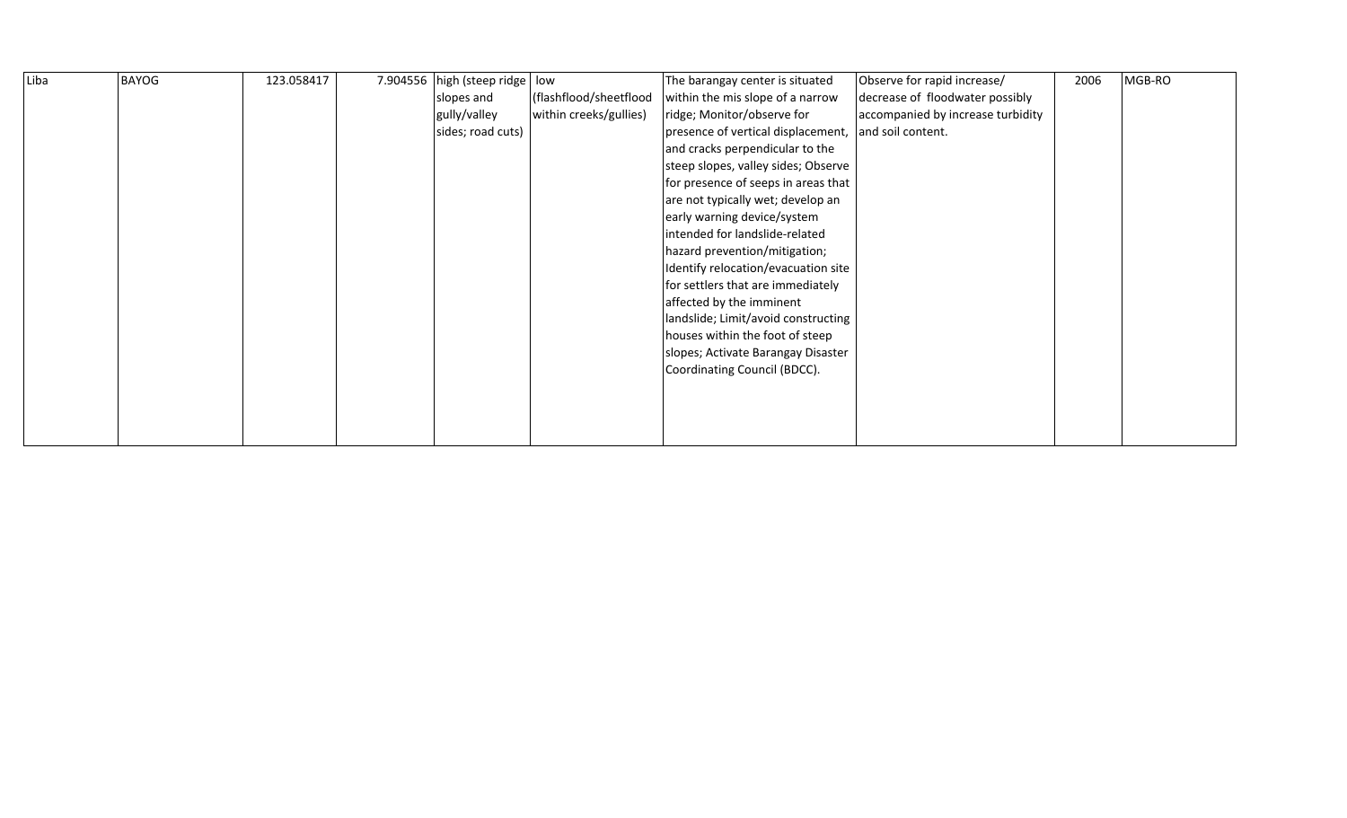| Liba | BAYOG | 123.058417 | 7.904556 | high (steep ridge slopes and gully/valley sides; road cuts) | low (flashflood/sheetflood within creeks/gullies) | The barangay center is situated within the mis slope of a narrow ridge; Monitor/observe for presence of vertical displacement, and cracks perpendicular to the steep slopes, valley sides; Observe for presence of seeps in areas that are not typically wet; develop an early warning device/system intended for landslide-related hazard prevention/mitigation; Identify relocation/evacuation site for settlers that are immediately affected by the imminent landslide; Limit/avoid constructing houses within the foot of steep slopes; Activate Barangay Disaster Coordinating Council (BDCC). | Observe for rapid increase/ decrease of floodwater possibly accompanied by increase turbidity and soil content. | 2006 | MGB-RO |
|---|---|---|---|---|---|---|---|---|---|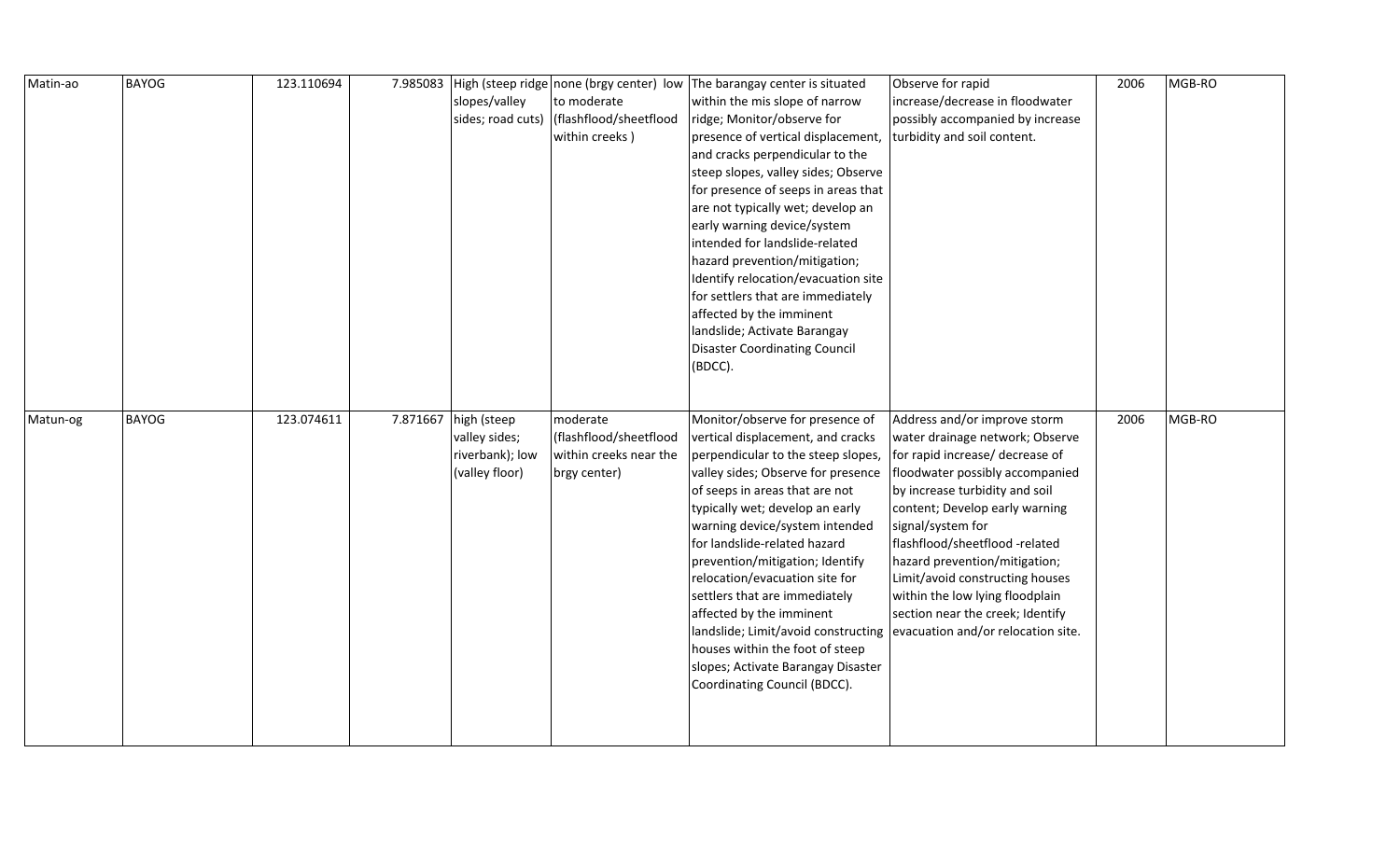| Matin-ao | BAYOG | 123.110694 | 7.985083 | High (steep ridge slopes/valley sides; road cuts) | none (brgy center) low to moderate (flashflood/sheetflood within creeks ) | The barangay center is situated within the mis slope of narrow ridge; Monitor/observe for presence of vertical displacement, and cracks perpendicular to the steep slopes, valley sides; Observe for presence of seeps in areas that are not typically wet; develop an early warning device/system intended for landslide-related hazard prevention/mitigation; Identify relocation/evacuation site for settlers that are immediately affected by the imminent landslide; Activate Barangay Disaster Coordinating Council (BDCC). | Observe for rapid increase/decrease in floodwater possibly accompanied by increase turbidity and soil content. | 2006 | MGB-RO |
|---|---|---|---|---|---|---|---|---|---|
| Matun-og | BAYOG | 123.074611 | 7.871667 | high (steep valley sides; riverbank); low (valley floor) | moderate (flashflood/sheetflood within creeks near the brgy center) | Monitor/observe for presence of vertical displacement, and cracks perpendicular to the steep slopes, valley sides; Observe for presence of seeps in areas that are not typically wet; develop an early warning device/system intended for landslide-related hazard prevention/mitigation; Identify relocation/evacuation site for settlers that are immediately affected by the imminent landslide; Limit/avoid constructing houses within the foot of steep slopes; Activate Barangay Disaster Coordinating Council (BDCC). | Address and/or improve storm water drainage network; Observe for rapid increase/ decrease of floodwater possibly accompanied by increase turbidity and soil content; Develop early warning signal/system for flashflood/sheetflood -related hazard prevention/mitigation; Limit/avoid constructing houses within the low lying floodplain section near the creek; Identify evacuation and/or relocation site. | 2006 | MGB-RO |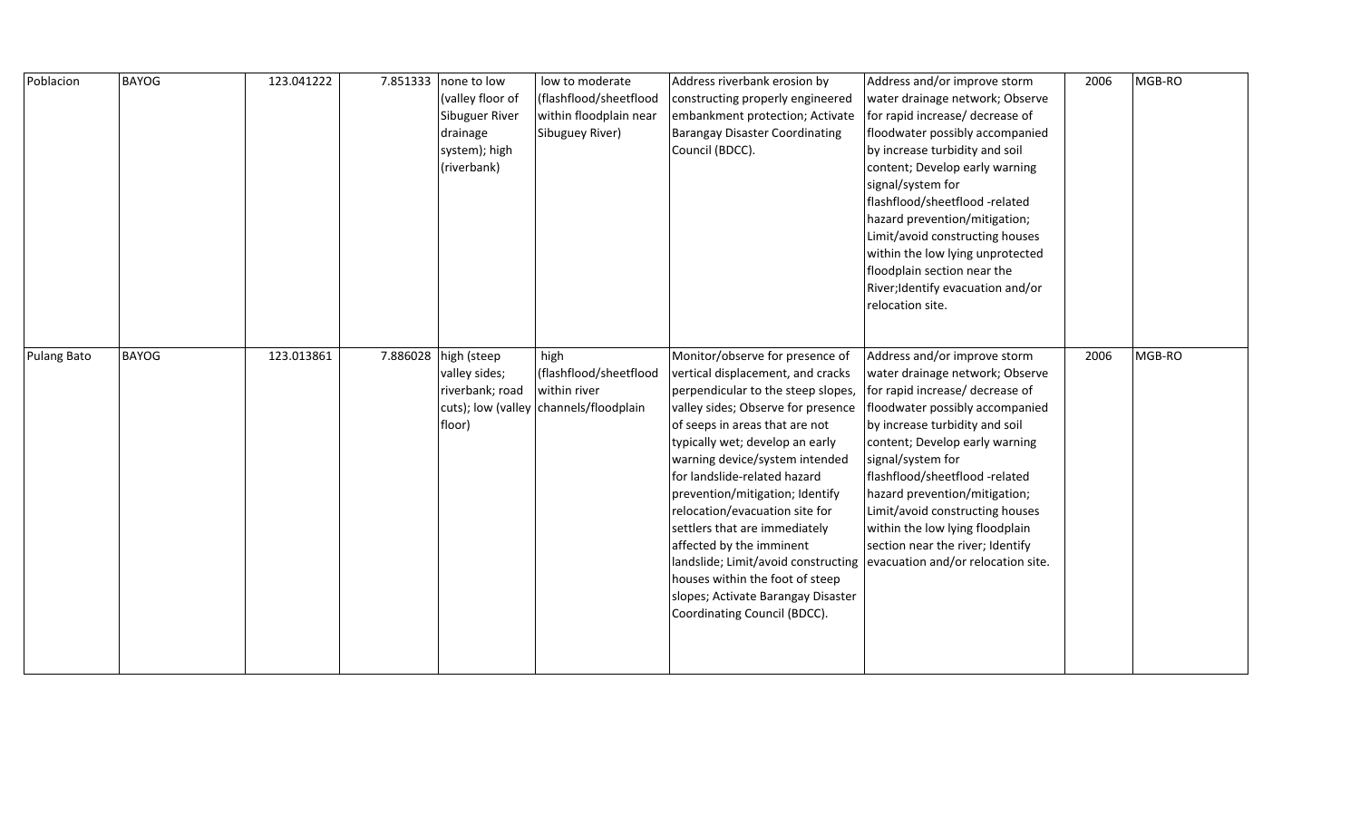| Poblacion | BAYOG | 123.041222 | 7.851333 | none to low (valley floor of Sibuguer River drainage system); high (riverbank) | low to moderate (flashflood/sheetflood within floodplain near Sibuguey River) | Address riverbank erosion by constructing properly engineered embankment protection; Activate Barangay Disaster Coordinating Council (BDCC). | Address and/or improve storm water drainage network; Observe for rapid increase/ decrease of floodwater possibly accompanied by increase turbidity and soil content; Develop early warning signal/system for flashflood/sheetflood -related hazard prevention/mitigation; Limit/avoid constructing houses within the low lying unprotected floodplain section near the River;Identify evacuation and/or relocation site. | 2006 | MGB-RO |
|---|---|---|---|---|---|---|---|---|---|
| Pulang Bato | BAYOG | 123.013861 | 7.886028 | high (steep valley sides; riverbank; road cuts); low (valley floor) | high (flashflood/sheetflood within river channels/floodplain | Monitor/observe for presence of vertical displacement, and cracks perpendicular to the steep slopes, valley sides; Observe for presence of seeps in areas that are not typically wet; develop an early warning device/system intended for landslide-related hazard prevention/mitigation; Identify relocation/evacuation site for settlers that are immediately affected by the imminent landslide; Limit/avoid constructing houses within the foot of steep slopes; Activate Barangay Disaster Coordinating Council (BDCC). | Address and/or improve storm water drainage network; Observe for rapid increase/ decrease of floodwater possibly accompanied by increase turbidity and soil content; Develop early warning signal/system for flashflood/sheetflood -related hazard prevention/mitigation; Limit/avoid constructing houses within the low lying floodplain section near the river; Identify evacuation and/or relocation site. | 2006 | MGB-RO |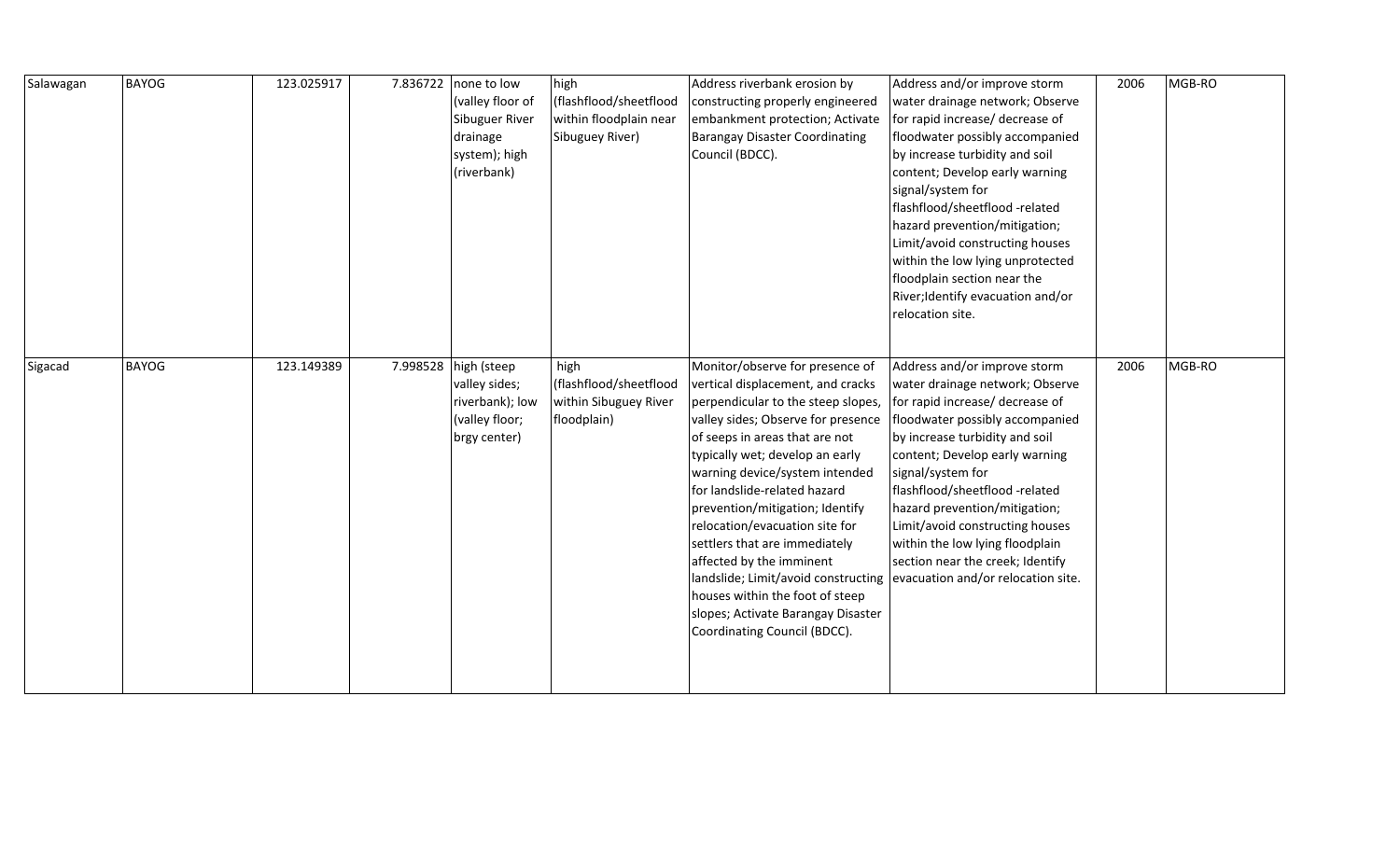| | | | | | | | | | |
|---|---|---|---|---|---|---|---|---|---|
| Salawagan | BAYOG | 123.025917 | 7.836722 | none to low (valley floor of Sibuguer River drainage system); high (riverbank) | high (flashflood/sheetflood within floodplain near Sibuguey River) | Address riverbank erosion by constructing properly engineered embankment protection; Activate Barangay Disaster Coordinating Council (BDCC). | Address and/or improve storm water drainage network; Observe for rapid increase/ decrease of floodwater possibly accompanied by increase turbidity and soil content; Develop early warning signal/system for flashflood/sheetflood -related hazard prevention/mitigation; Limit/avoid constructing houses within the low lying unprotected floodplain section near the River;Identify evacuation and/or relocation site. | 2006 | MGB-RO |
| Sigacad | BAYOG | 123.149389 | 7.998528 | high (steep valley sides; riverbank); low (valley floor; brgy center) | high (flashflood/sheetflood within Sibuguey River floodplain) | Monitor/observe for presence of vertical displacement, and cracks perpendicular to the steep slopes, valley sides; Observe for presence of seeps in areas that are not typically wet; develop an early warning device/system intended for landslide-related hazard prevention/mitigation; Identify relocation/evacuation site for settlers that are immediately affected by the imminent landslide; Limit/avoid constructing houses within the foot of steep slopes; Activate Barangay Disaster Coordinating Council (BDCC). | Address and/or improve storm water drainage network; Observe for rapid increase/ decrease of floodwater possibly accompanied by increase turbidity and soil content; Develop early warning signal/system for flashflood/sheetflood -related hazard prevention/mitigation; Limit/avoid constructing houses within the low lying floodplain section near the creek; Identify evacuation and/or relocation site. | 2006 | MGB-RO |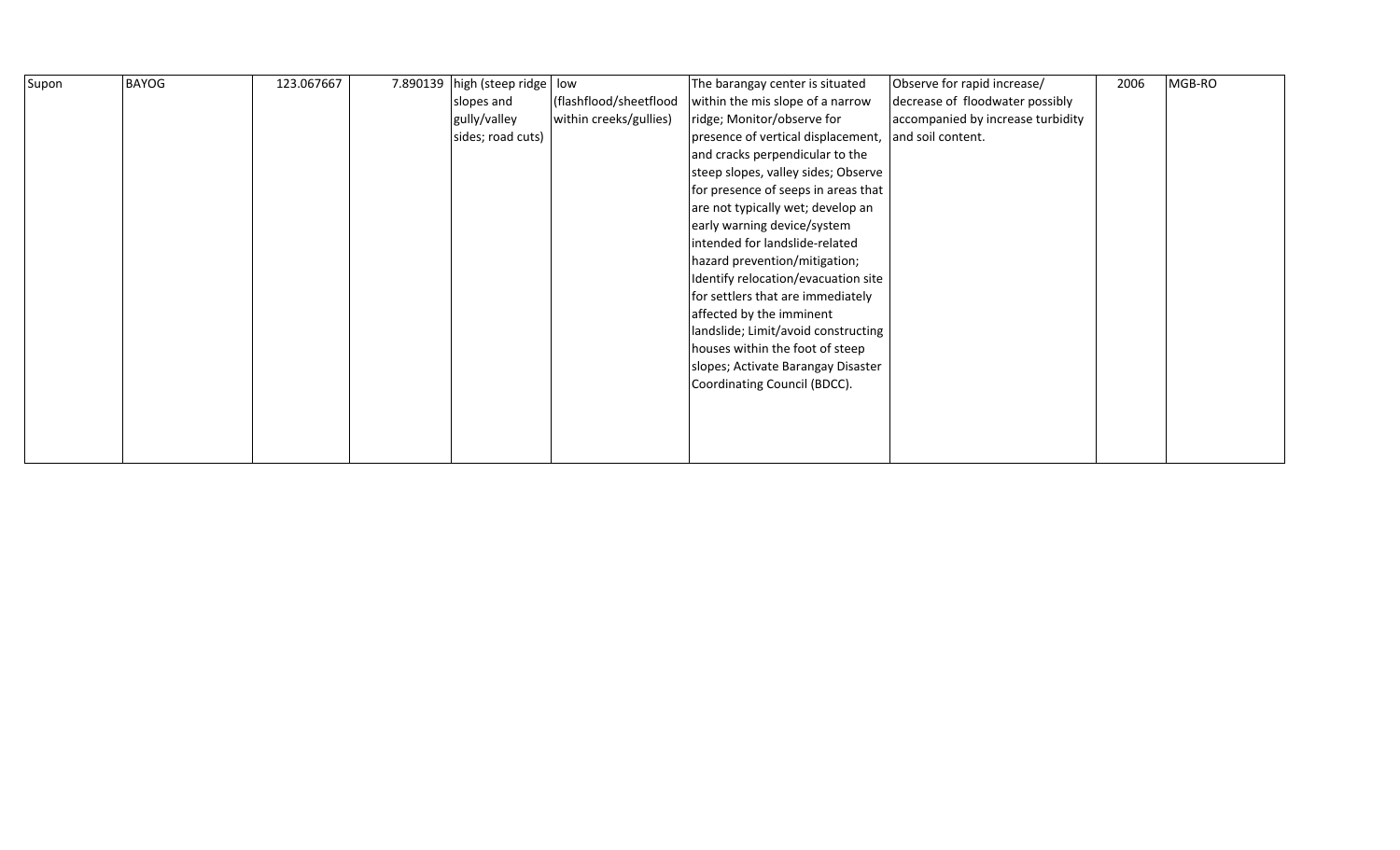| Supon | BAYOG | 123.067667 | 7.890139 | high (steep ridge slopes and gully/valley sides; road cuts) | low (flashflood/sheetflood within creeks/gullies) | The barangay center is situated within the mis slope of a narrow ridge; Monitor/observe for presence of vertical displacement, and cracks perpendicular to the steep slopes, valley sides; Observe for presence of seeps in areas that are not typically wet; develop an early warning device/system intended for landslide-related hazard prevention/mitigation; Identify relocation/evacuation site for settlers that are immediately affected by the imminent landslide; Limit/avoid constructing houses within the foot of steep slopes; Activate Barangay Disaster Coordinating Council (BDCC). | Observe for rapid increase/ decrease of floodwater possibly accompanied by increase turbidity and soil content. | 2006 | MGB-RO |
|---|---|---|---|---|---|---|---|---|---|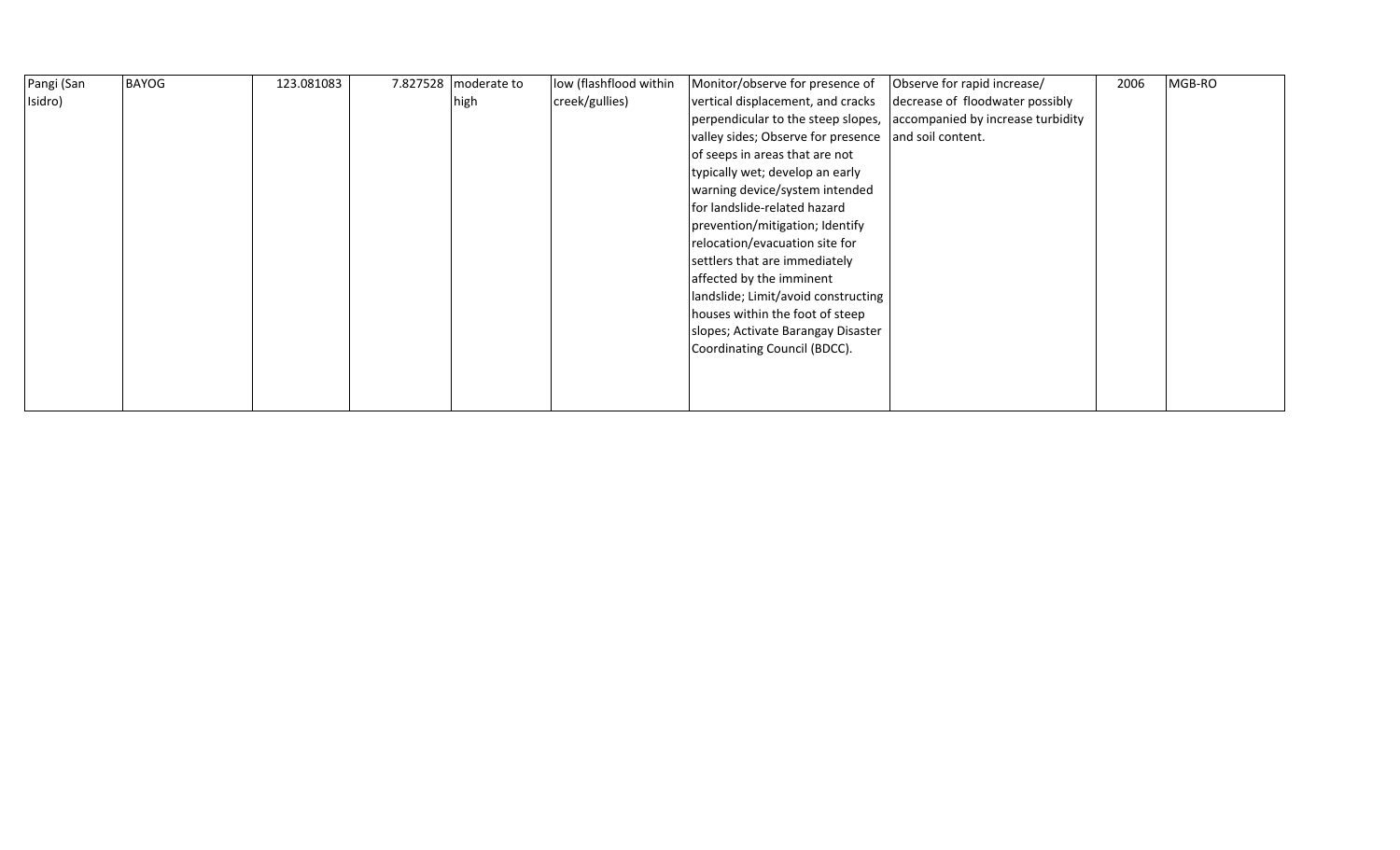| | | | | | | | | | |
|---|---|---|---|---|---|---|---|---|---|
| Pangi (San Isidro) | BAYOG | 123.081083 | 7.827528 | moderate to high | low (flashflood within creek/gullies) | Monitor/observe for presence of vertical displacement, and cracks perpendicular to the steep slopes, valley sides; Observe for presence of seeps in areas that are not typically wet; develop an early warning device/system intended for landslide-related hazard prevention/mitigation; Identify relocation/evacuation site for settlers that are immediately affected by the imminent landslide; Limit/avoid constructing houses within the foot of steep slopes; Activate Barangay Disaster Coordinating Council (BDCC). | Observe for rapid increase/ decrease of floodwater possibly accompanied by increase turbidity and soil content. | 2006 | MGB-RO |